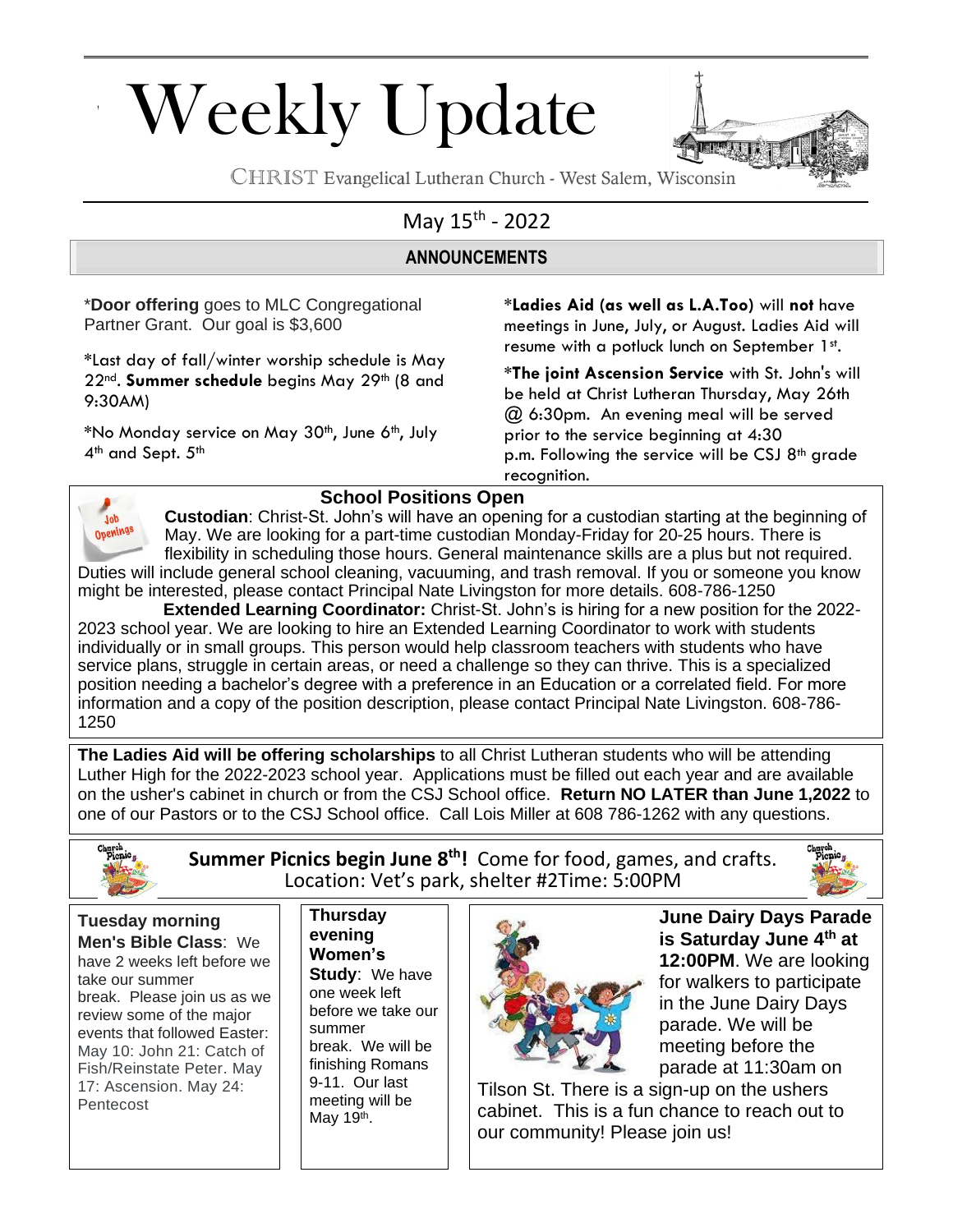# Weekly Update

CHRIST Evangelical Lutheran Church - West Salem, Wisconsin

May 15th - 2022

## ANNOUNCEMENTS

*__Door offering__ goes to MLC Congregational Partner Grant. Our goal is $3,600

*Last day of fall/winter worship schedule is May 22nd. **Summer schedule** begins May 29th (8 and 9:30AM)

*No Monday service on May 30th, June 6th, July 4th and Sept. 5th

*__Ladies Aid (as well as L.A.Too)__ will **not** have meetings in June, July, or August. Ladies Aid will resume with a potluck lunch on September 1st.

*__The joint Ascension Service__ with St. John's will be held at Christ Lutheran Thursday, May 26th @ 6:30pm. An evening meal will be served prior to the service beginning at 4:30 p.m. Following the service will be CSJ 8th grade recognition.

### School Positions Open

**Custodian**: Christ-St. John's will have an opening for a custodian starting at the beginning of May. We are looking for a part-time custodian Monday-Friday for 20-25 hours. There is flexibility in scheduling those hours. General maintenance skills are a plus but not required. Duties will include general school cleaning, vacuuming, and trash removal. If you or someone you know might be interested, please contact Principal Nate Livingston for more details. 608-786-1250

**Extended Learning Coordinator:** Christ-St. John's is hiring for a new position for the 2022-2023 school year. We are looking to hire an Extended Learning Coordinator to work with students individually or in small groups. This person would help classroom teachers with students who have service plans, struggle in certain areas, or need a challenge so they can thrive. This is a specialized position needing a bachelor's degree with a preference in an Education or a correlated field. For more information and a copy of the position description, please contact Principal Nate Livingston. 608-786-1250

**The Ladies Aid will be offering scholarships** to all Christ Lutheran students who will be attending Luther High for the 2022-2023 school year. Applications must be filled out each year and are available on the usher's cabinet in church or from the CSJ School office. **Return NO LATER than June 1,2022** to one of our Pastors or to the CSJ School office. Call Lois Miller at 608 786-1262 with any questions.

**Summer Picnics begin June 8th!** Come for food, games, and crafts. Location: Vet's park, shelter #2Time: 5:00PM

**Tuesday morning Men's Bible Class**: We have 2 weeks left before we take our summer break. Please join us as we review some of the major events that followed Easter: May 10: John 21: Catch of Fish/Reinstate Peter. May 17: Ascension. May 24: Pentecost

**Thursday evening Women's Study**: We have one week left before we take our summer break. We will be finishing Romans 9-11. Our last meeting will be May 19th.

**June Dairy Days Parade is Saturday June 4th at 12:00PM**. We are looking for walkers to participate in the June Dairy Days parade. We will be meeting before the parade at 11:30am on Tilson St. There is a sign-up on the ushers cabinet. This is a fun chance to reach out to our community! Please join us!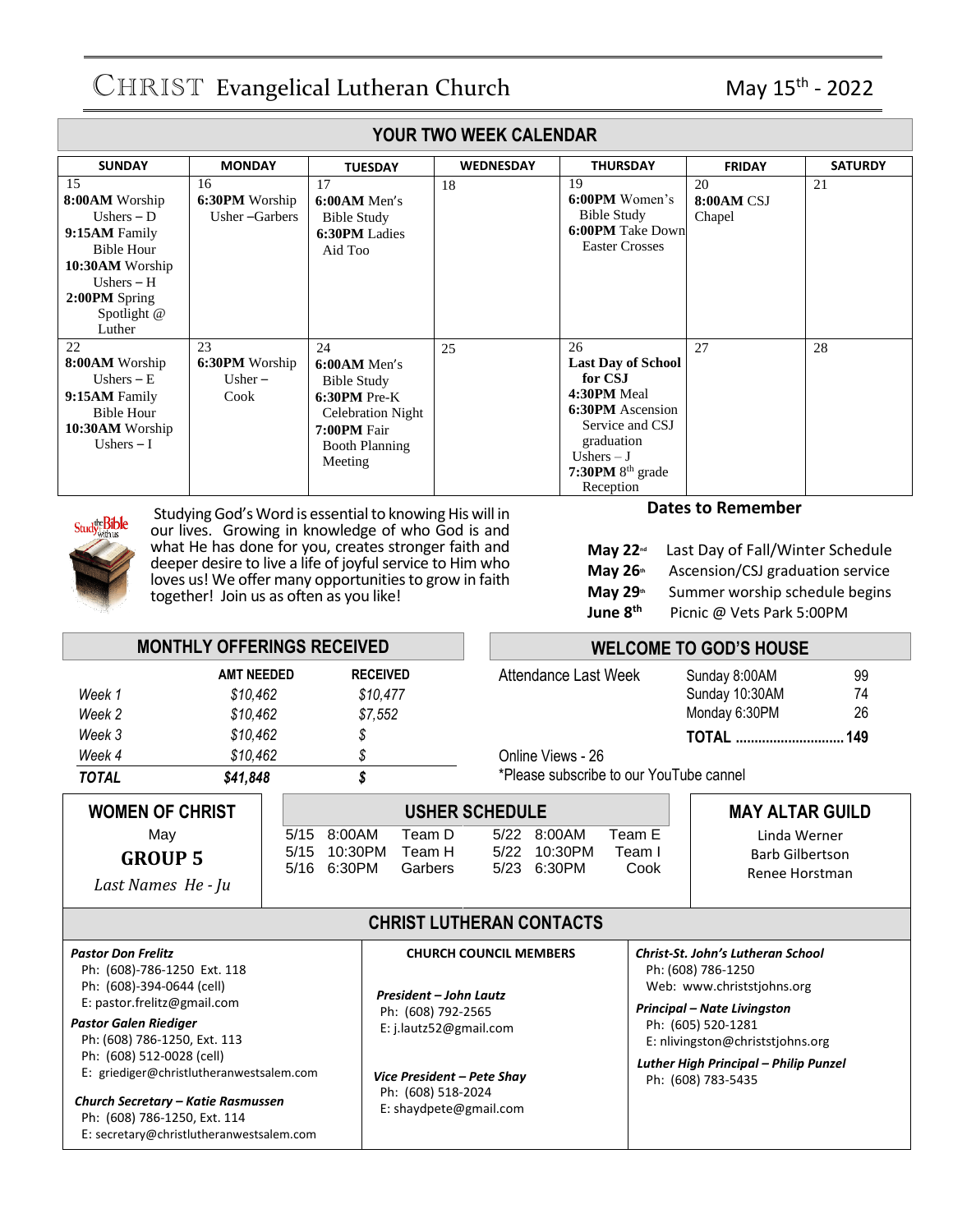# CHRIST Evangelical Lutheran Church

May 15th - 2022

## YOUR TWO WEEK CALENDAR

| SUNDAY | MONDAY | TUESDAY | WEDNESDAY | THURSDAY | FRIDAY | SATURDY |
|---|---|---|---|---|---|---|
| 15<br>**8:00AM** Worship<br>Ushers – D<br>**9:15AM** Family Bible Hour<br>**10:30AM** Worship<br>Ushers – H<br>**2:00PM** Spring Spotlight @ Luther | 16<br>**6:30PM** Worship<br>Usher –Garbers | 17<br>**6:00AM** Men's Bible Study<br>**6:30PM** Ladies Aid Too | 18 | 19<br>**6:00PM** Women's Bible Study<br>**6:00PM** Take Down Easter Crosses | 20<br>**8:00AM** CSJ Chapel | 21 |
| 22<br>**8:00AM** Worship<br>Ushers – E<br>**9:15AM** Family Bible Hour<br>**10:30AM** Worship<br>Ushers – I | 23<br>**6:30PM** Worship<br>Usher – Cook | 24<br>**6:00AM** Men's Bible Study<br>**6:30PM** Pre-K Celebration Night<br>**7:00PM** Fair Booth Planning Meeting | 25 | 26<br>**Last Day of School for CSJ**<br>**4:30PM** Meal<br>**6:30PM** Ascension Service and CSJ graduation<br>Ushers – J<br>**7:30PM** 8th grade Reception | 27 | 28 |

Studying God's Word is essential to knowing His will in our lives. Growing in knowledge of who God is and what He has done for you, creates stronger faith and deeper desire to live a life of joyful service to Him who loves us! We offer many opportunities to grow in faith together! Join us as often as you like!

### Dates to Remember

**May 22nd** Last Day of Fall/Winter Schedule
**May 26th** Ascension/CSJ graduation service
**May 29th** Summer worship schedule begins
**June 8th** Picnic @ Vets Park 5:00PM

## MONTHLY OFFERINGS RECEIVED

| | AMT NEEDED | RECEIVED |
|---|---|---|
| *Week 1* | *$10,462* | *$10,477* |
| *Week 2* | *$10,462* | *$7,552* |
| *Week 3* | *$10,462* | *$* |
| *Week 4* | *$10,462* | *$* |
| ***TOTAL*** | ***$41,848*** | ***$*** |

## WELCOME TO GOD'S HOUSE

| Attendance Last Week | | |
|---|---|---|
| | Sunday 8:00AM | 99 |
| | Sunday 10:30AM | 74 |
| | Monday 6:30PM | 26 |
| | **TOTAL** | **149** |

Online Views - 26
*Please subscribe to our YouTube cannel

## WOMEN OF CHRIST

May
**GROUP 5**
*Last Names He - Ju*

## USHER SCHEDULE

| | | | | | |
|---|---|---|---|---|---|
| 5/15 | 8:00AM | Team D | 5/22 | 8:00AM | Team E |
| 5/15 | 10:30PM | Team H | 5/22 | 10:30PM | Team I |
| 5/16 | 6:30PM | Garbers | 5/23 | 6:30PM | Cook |

## MAY ALTAR GUILD

Linda Werner
Barb Gilbertson
Renee Horstman

## CHRIST LUTHERAN CONTACTS

***Pastor Don Frelitz***
Ph: (608)-786-1250 Ext. 118
Ph: (608)-394-0644 (cell)
E: pastor.frelitz@gmail.com

***Pastor Galen Riediger***
Ph: (608) 786-1250, Ext. 113
Ph: (608) 512-0028 (cell)
E: griediger@christlutheranwestsalem.com

***Church Secretary – Katie Rasmussen***
Ph: (608) 786-1250, Ext. 114
E: secretary@christlutheranwestsalem.com

**CHURCH COUNCIL MEMBERS**

***President – John Lautz***
Ph: (608) 792-2565
E: j.lautz52@gmail.com

***Vice President – Pete Shay***
Ph: (608) 518-2024
E: shaydpete@gmail.com

***Christ-St. John's Lutheran School***
Ph: (608) 786-1250
Web: www.christstjohns.org

***Principal – Nate Livingston***
Ph: (605) 520-1281
E: nlivingston@christstjohns.org

***Luther High Principal – Philip Punzel***
Ph: (608) 783-5435